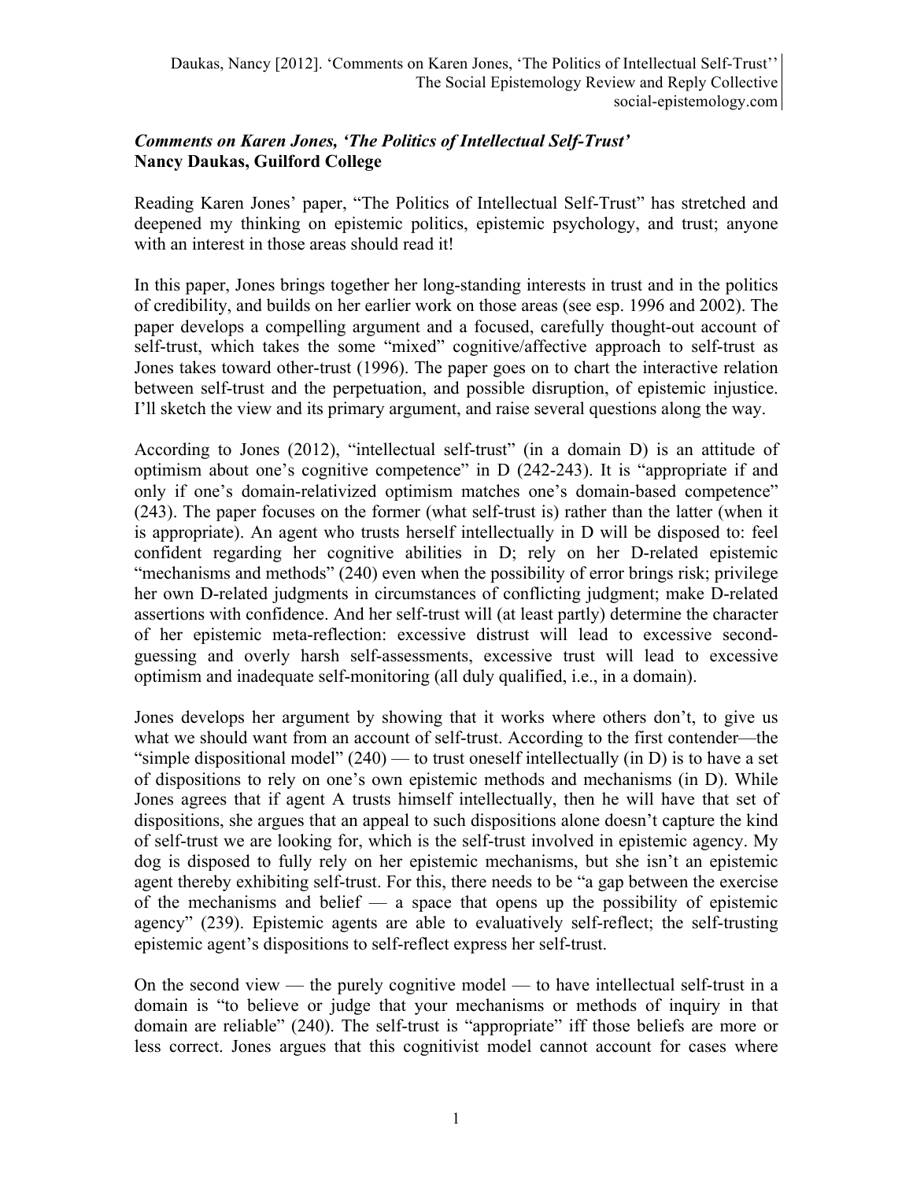### *Comments on Karen Jones, 'The Politics of Intellectual Self-Trust'*
**Nancy Daukas, Guilford College**

Reading Karen Jones' paper, "The Politics of Intellectual Self-Trust" has stretched and deepened my thinking on epistemic politics, epistemic psychology, and trust; anyone with an interest in those areas should read it!

In this paper, Jones brings together her long-standing interests in trust and in the politics of credibility, and builds on her earlier work on those areas (see esp. 1996 and 2002). The paper develops a compelling argument and a focused, carefully thought-out account of self-trust, which takes the some "mixed" cognitive/affective approach to self-trust as Jones takes toward other-trust (1996). The paper goes on to chart the interactive relation between self-trust and the perpetuation, and possible disruption, of epistemic injustice. I'll sketch the view and its primary argument, and raise several questions along the way.

According to Jones (2012), "intellectual self-trust" (in a domain D) is an attitude of optimism about one's cognitive competence" in D (242-243). It is "appropriate if and only if one's domain-relativized optimism matches one's domain-based competence" (243). The paper focuses on the former (what self-trust is) rather than the latter (when it is appropriate). An agent who trusts herself intellectually in D will be disposed to: feel confident regarding her cognitive abilities in D; rely on her D-related epistemic "mechanisms and methods" (240) even when the possibility of error brings risk; privilege her own D-related judgments in circumstances of conflicting judgment; make D-related assertions with confidence. And her self-trust will (at least partly) determine the character of her epistemic meta-reflection: excessive distrust will lead to excessive second-guessing and overly harsh self-assessments, excessive trust will lead to excessive optimism and inadequate self-monitoring (all duly qualified, i.e., in a domain).

Jones develops her argument by showing that it works where others don't, to give us what we should want from an account of self-trust. According to the first contender—the "simple dispositional model" (240) — to trust oneself intellectually (in D) is to have a set of dispositions to rely on one's own epistemic methods and mechanisms (in D). While Jones agrees that if agent A trusts himself intellectually, then he will have that set of dispositions, she argues that an appeal to such dispositions alone doesn't capture the kind of self-trust we are looking for, which is the self-trust involved in epistemic agency. My dog is disposed to fully rely on her epistemic mechanisms, but she isn't an epistemic agent thereby exhibiting self-trust. For this, there needs to be "a gap between the exercise of the mechanisms and belief — a space that opens up the possibility of epistemic agency" (239). Epistemic agents are able to evaluatively self-reflect; the self-trusting epistemic agent's dispositions to self-reflect express her self-trust.

On the second view — the purely cognitive model — to have intellectual self-trust in a domain is "to believe or judge that your mechanisms or methods of inquiry in that domain are reliable" (240). The self-trust is "appropriate" iff those beliefs are more or less correct. Jones argues that this cognitivist model cannot account for cases where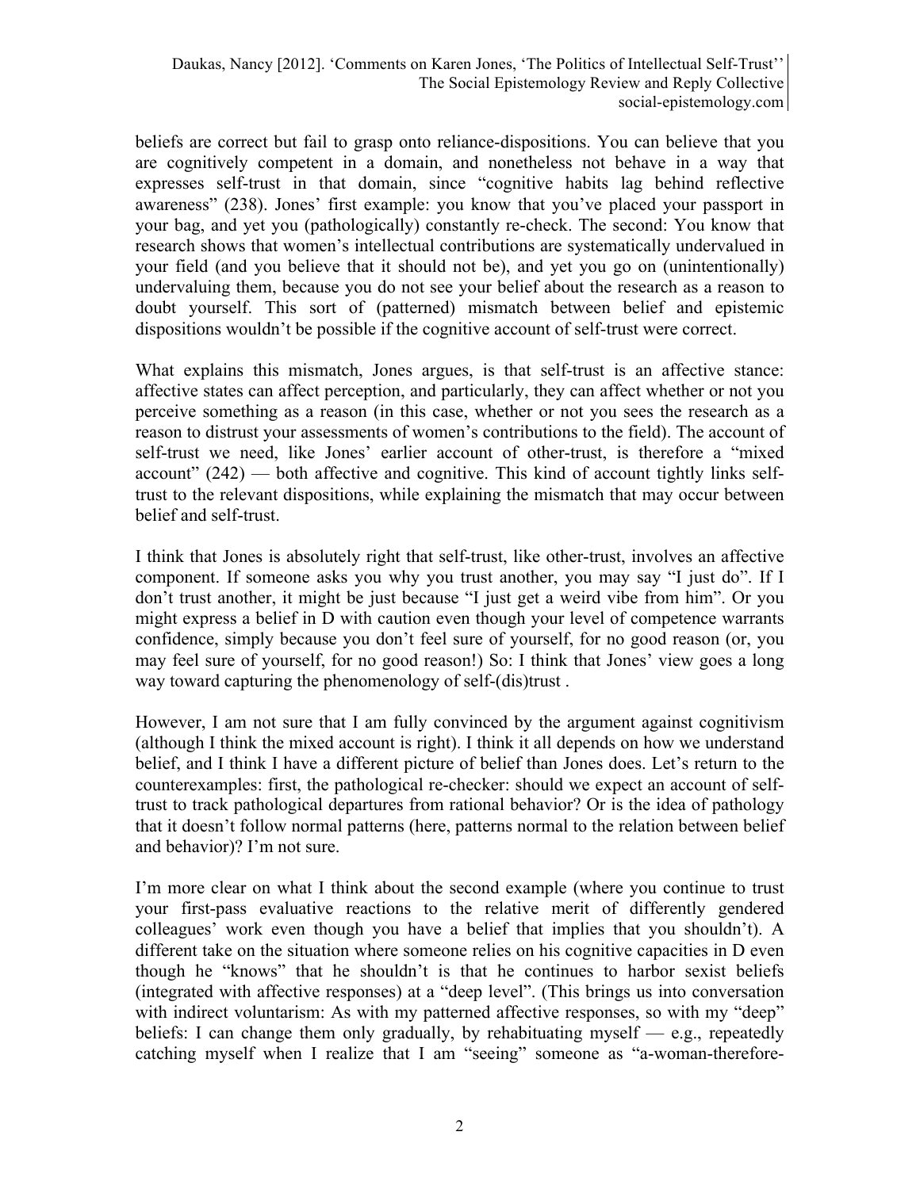beliefs are correct but fail to grasp onto reliance-dispositions. You can believe that you are cognitively competent in a domain, and nonetheless not behave in a way that expresses self-trust in that domain, since "cognitive habits lag behind reflective awareness" (238). Jones' first example: you know that you've placed your passport in your bag, and yet you (pathologically) constantly re-check. The second: You know that research shows that women's intellectual contributions are systematically undervalued in your field (and you believe that it should not be), and yet you go on (unintentionally) undervaluing them, because you do not see your belief about the research as a reason to doubt yourself. This sort of (patterned) mismatch between belief and epistemic dispositions wouldn't be possible if the cognitive account of self-trust were correct.

What explains this mismatch, Jones argues, is that self-trust is an affective stance: affective states can affect perception, and particularly, they can affect whether or not you perceive something as a reason (in this case, whether or not you sees the research as a reason to distrust your assessments of women's contributions to the field). The account of self-trust we need, like Jones' earlier account of other-trust, is therefore a "mixed account" (242) — both affective and cognitive. This kind of account tightly links self-trust to the relevant dispositions, while explaining the mismatch that may occur between belief and self-trust.

I think that Jones is absolutely right that self-trust, like other-trust, involves an affective component. If someone asks you why you trust another, you may say "I just do". If I don't trust another, it might be just because "I just get a weird vibe from him". Or you might express a belief in D with caution even though your level of competence warrants confidence, simply because you don't feel sure of yourself, for no good reason (or, you may feel sure of yourself, for no good reason!) So: I think that Jones' view goes a long way toward capturing the phenomenology of self-(dis)trust .

However, I am not sure that I am fully convinced by the argument against cognitivism (although I think the mixed account is right). I think it all depends on how we understand belief, and I think I have a different picture of belief than Jones does. Let's return to the counterexamples: first, the pathological re-checker: should we expect an account of self-trust to track pathological departures from rational behavior? Or is the idea of pathology that it doesn't follow normal patterns (here, patterns normal to the relation between belief and behavior)? I'm not sure.

I'm more clear on what I think about the second example (where you continue to trust your first-pass evaluative reactions to the relative merit of differently gendered colleagues' work even though you have a belief that implies that you shouldn't). A different take on the situation where someone relies on his cognitive capacities in D even though he "knows" that he shouldn't is that he continues to harbor sexist beliefs (integrated with affective responses) at a "deep level". (This brings us into conversation with indirect voluntarism: As with my patterned affective responses, so with my "deep" beliefs: I can change them only gradually, by rehabituating myself — e.g., repeatedly catching myself when I realize that I am "seeing" someone as "a-woman-therefore-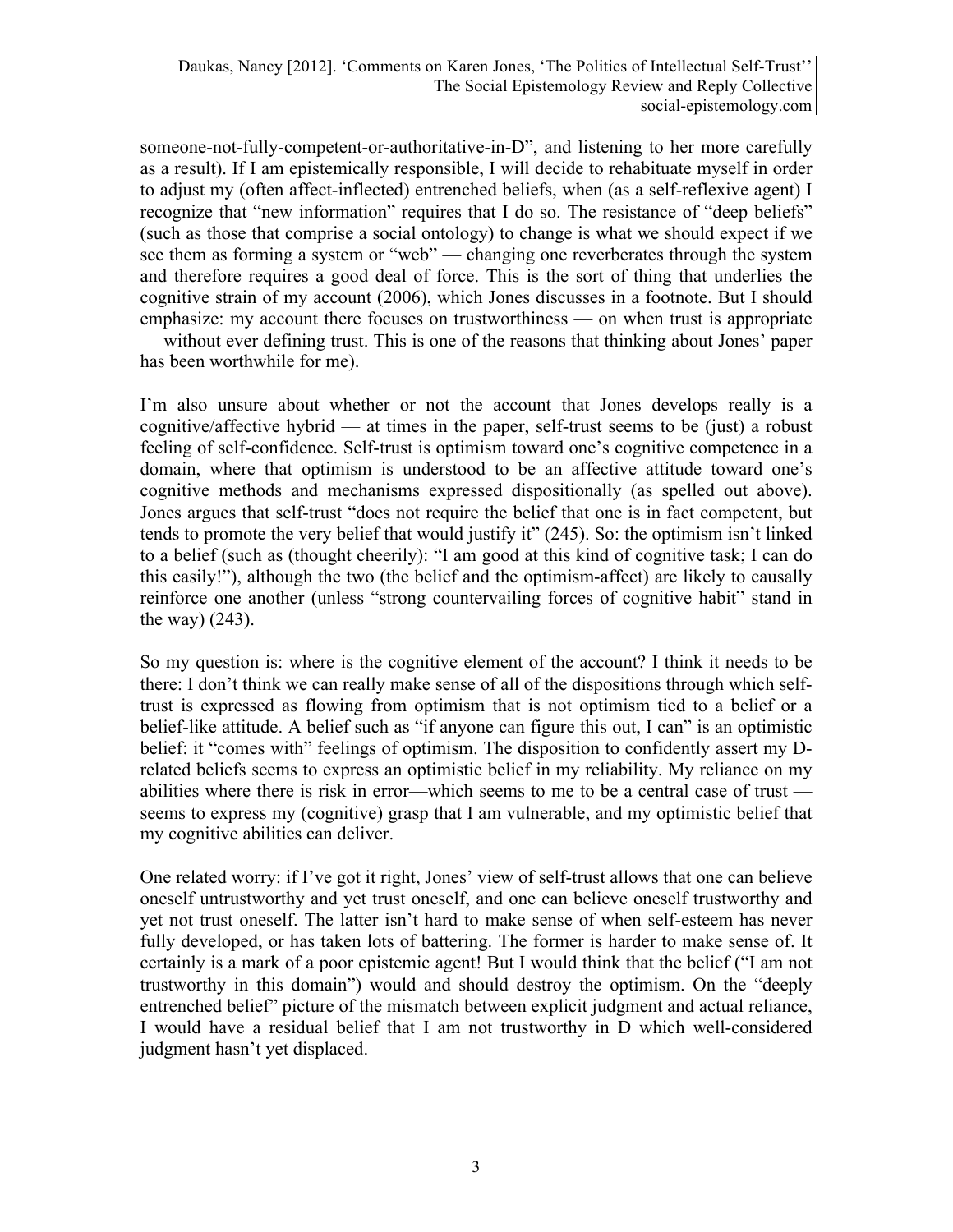someone-not-fully-competent-or-authoritative-in-D", and listening to her more carefully as a result). If I am epistemically responsible, I will decide to rehabituate myself in order to adjust my (often affect-inflected) entrenched beliefs, when (as a self-reflexive agent) I recognize that "new information" requires that I do so. The resistance of "deep beliefs" (such as those that comprise a social ontology) to change is what we should expect if we see them as forming a system or "web" — changing one reverberates through the system and therefore requires a good deal of force. This is the sort of thing that underlies the cognitive strain of my account (2006), which Jones discusses in a footnote. But I should emphasize: my account there focuses on trustworthiness — on when trust is appropriate — without ever defining trust. This is one of the reasons that thinking about Jones' paper has been worthwhile for me).

I'm also unsure about whether or not the account that Jones develops really is a cognitive/affective hybrid — at times in the paper, self-trust seems to be (just) a robust feeling of self-confidence. Self-trust is optimism toward one's cognitive competence in a domain, where that optimism is understood to be an affective attitude toward one's cognitive methods and mechanisms expressed dispositionally (as spelled out above). Jones argues that self-trust "does not require the belief that one is in fact competent, but tends to promote the very belief that would justify it" (245). So: the optimism isn't linked to a belief (such as (thought cheerily): "I am good at this kind of cognitive task; I can do this easily!"), although the two (the belief and the optimism-affect) are likely to causally reinforce one another (unless "strong countervailing forces of cognitive habit" stand in the way) (243).

So my question is: where is the cognitive element of the account? I think it needs to be there: I don't think we can really make sense of all of the dispositions through which self-trust is expressed as flowing from optimism that is not optimism tied to a belief or a belief-like attitude. A belief such as "if anyone can figure this out, I can" is an optimistic belief: it "comes with" feelings of optimism. The disposition to confidently assert my D-related beliefs seems to express an optimistic belief in my reliability. My reliance on my abilities where there is risk in error—which seems to me to be a central case of trust — seems to express my (cognitive) grasp that I am vulnerable, and my optimistic belief that my cognitive abilities can deliver.

One related worry: if I've got it right, Jones' view of self-trust allows that one can believe oneself untrustworthy and yet trust oneself, and one can believe oneself trustworthy and yet not trust oneself. The latter isn't hard to make sense of when self-esteem has never fully developed, or has taken lots of battering. The former is harder to make sense of. It certainly is a mark of a poor epistemic agent! But I would think that the belief ("I am not trustworthy in this domain") would and should destroy the optimism. On the "deeply entrenched belief" picture of the mismatch between explicit judgment and actual reliance, I would have a residual belief that I am not trustworthy in D which well-considered judgment hasn't yet displaced.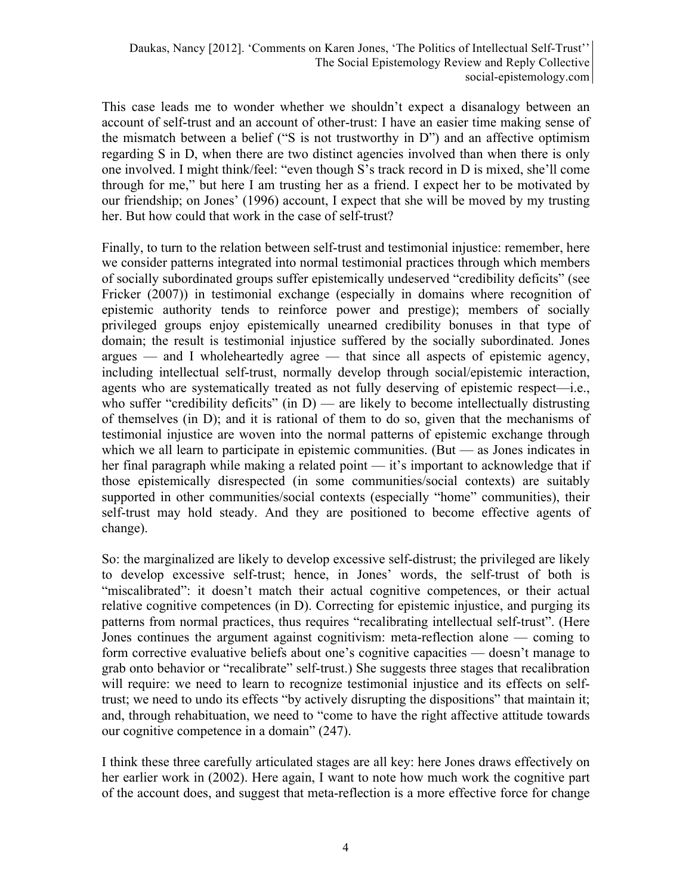This case leads me to wonder whether we shouldn't expect a disanalogy between an account of self-trust and an account of other-trust: I have an easier time making sense of the mismatch between a belief ("S is not trustworthy in D") and an affective optimism regarding S in D, when there are two distinct agencies involved than when there is only one involved. I might think/feel: "even though S's track record in D is mixed, she'll come through for me," but here I am trusting her as a friend. I expect her to be motivated by our friendship; on Jones' (1996) account, I expect that she will be moved by my trusting her. But how could that work in the case of self-trust?

Finally, to turn to the relation between self-trust and testimonial injustice: remember, here we consider patterns integrated into normal testimonial practices through which members of socially subordinated groups suffer epistemically undeserved "credibility deficits" (see Fricker (2007)) in testimonial exchange (especially in domains where recognition of epistemic authority tends to reinforce power and prestige); members of socially privileged groups enjoy epistemically unearned credibility bonuses in that type of domain; the result is testimonial injustice suffered by the socially subordinated. Jones argues — and I wholeheartedly agree — that since all aspects of epistemic agency, including intellectual self-trust, normally develop through social/epistemic interaction, agents who are systematically treated as not fully deserving of epistemic respect—i.e., who suffer "credibility deficits" (in D) — are likely to become intellectually distrusting of themselves (in D); and it is rational of them to do so, given that the mechanisms of testimonial injustice are woven into the normal patterns of epistemic exchange through which we all learn to participate in epistemic communities. (But — as Jones indicates in her final paragraph while making a related point — it's important to acknowledge that if those epistemically disrespected (in some communities/social contexts) are suitably supported in other communities/social contexts (especially "home" communities), their self-trust may hold steady. And they are positioned to become effective agents of change).

So: the marginalized are likely to develop excessive self-distrust; the privileged are likely to develop excessive self-trust; hence, in Jones' words, the self-trust of both is "miscalibrated": it doesn't match their actual cognitive competences, or their actual relative cognitive competences (in D). Correcting for epistemic injustice, and purging its patterns from normal practices, thus requires "recalibrating intellectual self-trust". (Here Jones continues the argument against cognitivism: meta-reflection alone — coming to form corrective evaluative beliefs about one's cognitive capacities — doesn't manage to grab onto behavior or "recalibrate" self-trust.) She suggests three stages that recalibration will require: we need to learn to recognize testimonial injustice and its effects on self-trust; we need to undo its effects "by actively disrupting the dispositions" that maintain it; and, through rehabituation, we need to "come to have the right affective attitude towards our cognitive competence in a domain" (247).

I think these three carefully articulated stages are all key: here Jones draws effectively on her earlier work in (2002). Here again, I want to note how much work the cognitive part of the account does, and suggest that meta-reflection is a more effective force for change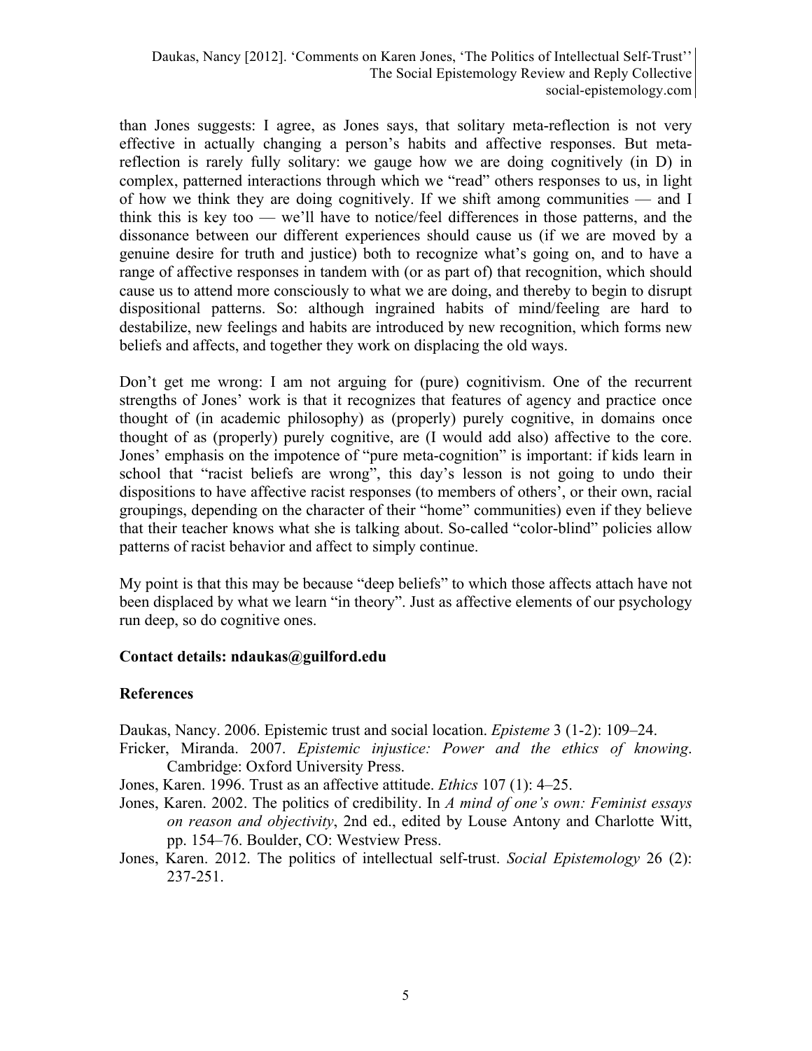than Jones suggests: I agree, as Jones says, that solitary meta-reflection is not very effective in actually changing a person's habits and affective responses. But meta-reflection is rarely fully solitary: we gauge how we are doing cognitively (in D) in complex, patterned interactions through which we "read" others responses to us, in light of how we think they are doing cognitively. If we shift among communities — and I think this is key too — we'll have to notice/feel differences in those patterns, and the dissonance between our different experiences should cause us (if we are moved by a genuine desire for truth and justice) both to recognize what's going on, and to have a range of affective responses in tandem with (or as part of) that recognition, which should cause us to attend more consciously to what we are doing, and thereby to begin to disrupt dispositional patterns. So: although ingrained habits of mind/feeling are hard to destabilize, new feelings and habits are introduced by new recognition, which forms new beliefs and affects, and together they work on displacing the old ways.

Don't get me wrong: I am not arguing for (pure) cognitivism. One of the recurrent strengths of Jones' work is that it recognizes that features of agency and practice once thought of (in academic philosophy) as (properly) purely cognitive, in domains once thought of as (properly) purely cognitive, are (I would add also) affective to the core. Jones' emphasis on the impotence of "pure meta-cognition" is important: if kids learn in school that "racist beliefs are wrong", this day's lesson is not going to undo their dispositions to have affective racist responses (to members of others', or their own, racial groupings, depending on the character of their "home" communities) even if they believe that their teacher knows what she is talking about. So-called "color-blind" policies allow patterns of racist behavior and affect to simply continue.

My point is that this may be because "deep beliefs" to which those affects attach have not been displaced by what we learn "in theory". Just as affective elements of our psychology run deep, so do cognitive ones.

**Contact details: ndaukas@guilford.edu**

## References

Daukas, Nancy. 2006. Epistemic trust and social location. *Episteme* 3 (1-2): 109–24.

Fricker, Miranda. 2007. *Epistemic injustice: Power and the ethics of knowing*. Cambridge: Oxford University Press.

Jones, Karen. 1996. Trust as an affective attitude. *Ethics* 107 (1): 4–25.

Jones, Karen. 2002. The politics of credibility. In *A mind of one's own: Feminist essays on reason and objectivity*, 2nd ed., edited by Louse Antony and Charlotte Witt, pp. 154–76. Boulder, CO: Westview Press.

Jones, Karen. 2012. The politics of intellectual self-trust. *Social Epistemology* 26 (2): 237-251.